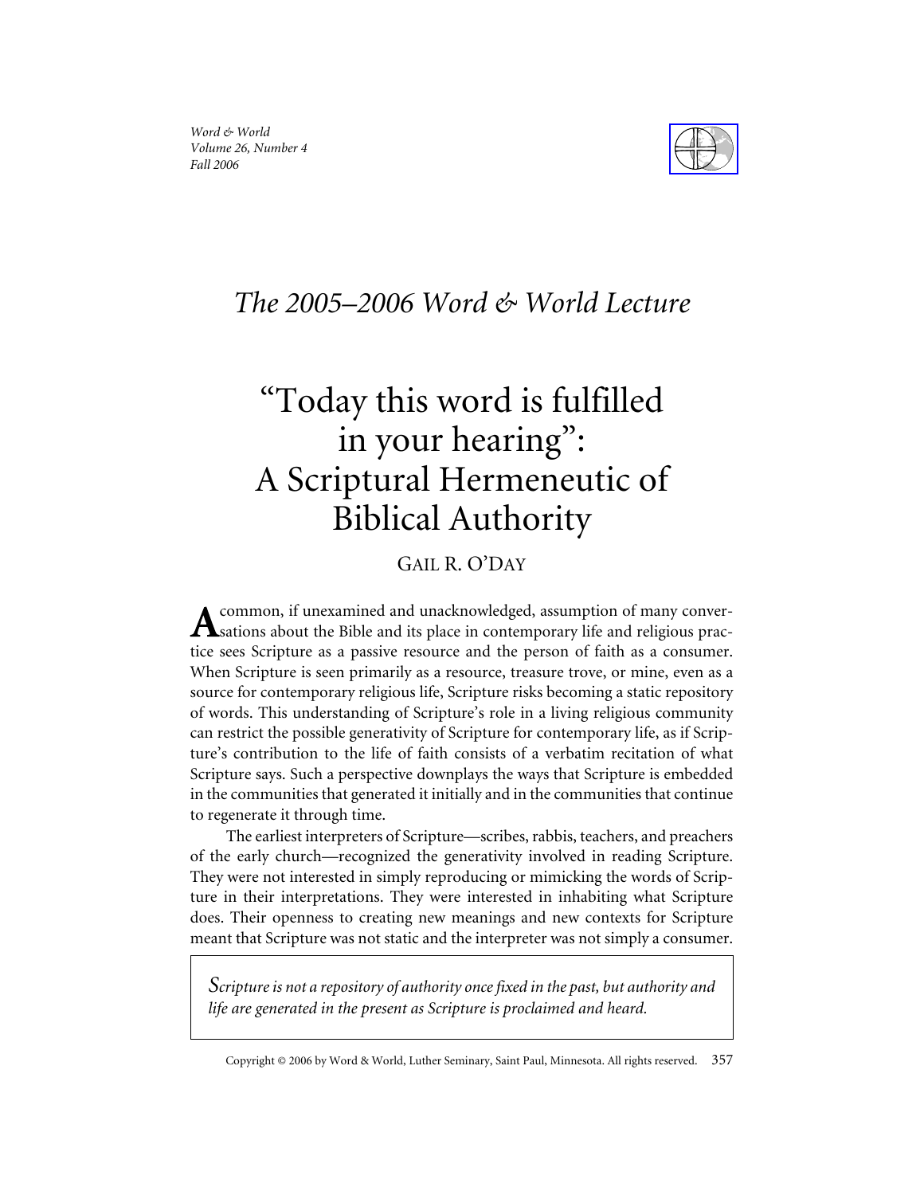## The 2005–2006 Word & World Lecture

# "Today this word is fulfilled in your hearing": A Scriptural Hermeneutic of Biblical Authority

GAIL R. O'DAY

A common, if unexamined and unacknowledged, assumption of many conversations about the Bible and its place in contemporary life and religious practice sees Scripture as a passive resource and the person of faith as a consumer. When Scripture is seen primarily as a resource, treasure trove, or mine, even as a source for contemporary religious life, Scripture risks becoming a static repository of words. This understanding of Scripture's role in a living religious community can restrict the possible generativity of Scripture for contemporary life, as if Scripture's contribution to the life of faith consists of a verbatim recitation of what Scripture says. Such a perspective downplays the ways that Scripture is embedded in the communities that generated it initially and in the communities that continue to regenerate it through time.

The earliest interpreters of Scripture—scribes, rabbis, teachers, and preachers of the early church—recognized the generativity involved in reading Scripture. They were not interested in simply reproducing or mimicking the words of Scripture in their interpretations. They were interested in inhabiting what Scripture does. Their openness to creating new meanings and new contexts for Scripture meant that Scripture was not static and the interpreter was not simply a consumer.

> *Scripture is not a repository of authority once fixed in the past, but authority and life are generated in the present as Scripture is proclaimed and heard.*

Copyright © 2006 by Word & World, Luther Seminary, Saint Paul, Minnesota. All rights reserved.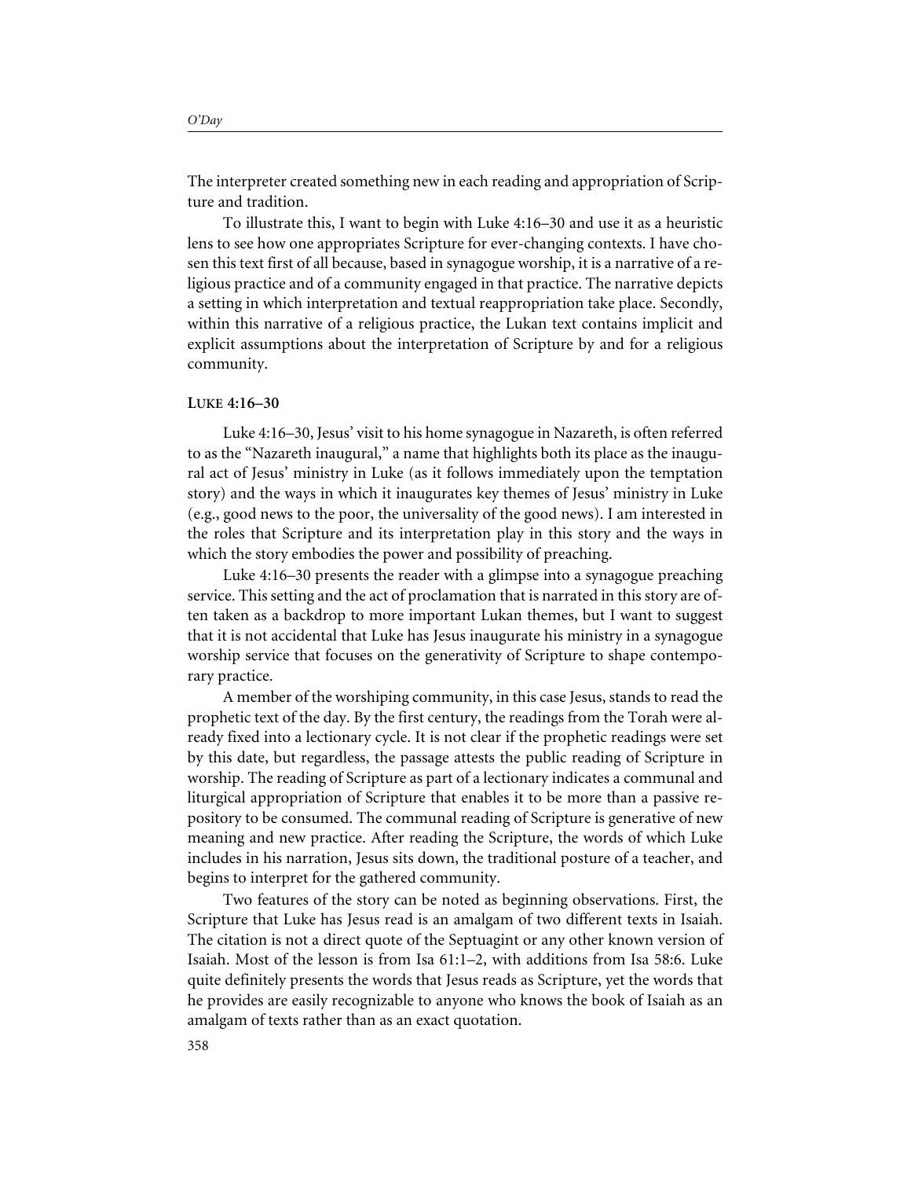The interpreter created something new in each reading and appropriation of Scripture and tradition.

To illustrate this, I want to begin with Luke 4:16–30 and use it as a heuristic lens to see how one appropriates Scripture for ever-changing contexts. I have chosen this text first of all because, based in synagogue worship, it is a narrative of a religious practice and of a community engaged in that practice. The narrative depicts a setting in which interpretation and textual reappropriation take place. Secondly, within this narrative of a religious practice, the Lukan text contains implicit and explicit assumptions about the interpretation of Scripture by and for a religious community.

## Luke 4:16–30

Luke 4:16–30, Jesus' visit to his home synagogue in Nazareth, is often referred to as the "Nazareth inaugural," a name that highlights both its place as the inaugural act of Jesus' ministry in Luke (as it follows immediately upon the temptation story) and the ways in which it inaugurates key themes of Jesus' ministry in Luke (e.g., good news to the poor, the universality of the good news). I am interested in the roles that Scripture and its interpretation play in this story and the ways in which the story embodies the power and possibility of preaching.

Luke 4:16–30 presents the reader with a glimpse into a synagogue preaching service. This setting and the act of proclamation that is narrated in this story are often taken as a backdrop to more important Lukan themes, but I want to suggest that it is not accidental that Luke has Jesus inaugurate his ministry in a synagogue worship service that focuses on the generativity of Scripture to shape contemporary practice.

A member of the worshiping community, in this case Jesus, stands to read the prophetic text of the day. By the first century, the readings from the Torah were already fixed into a lectionary cycle. It is not clear if the prophetic readings were set by this date, but regardless, the passage attests the public reading of Scripture in worship. The reading of Scripture as part of a lectionary indicates a communal and liturgical appropriation of Scripture that enables it to be more than a passive repository to be consumed. The communal reading of Scripture is generative of new meaning and new practice. After reading the Scripture, the words of which Luke includes in his narration, Jesus sits down, the traditional posture of a teacher, and begins to interpret for the gathered community.

Two features of the story can be noted as beginning observations. First, the Scripture that Luke has Jesus read is an amalgam of two different texts in Isaiah. The citation is not a direct quote of the Septuagint or any other known version of Isaiah. Most of the lesson is from Isa 61:1–2, with additions from Isa 58:6. Luke quite definitely presents the words that Jesus reads as Scripture, yet the words that he provides are easily recognizable to anyone who knows the book of Isaiah as an amalgam of texts rather than as an exact quotation.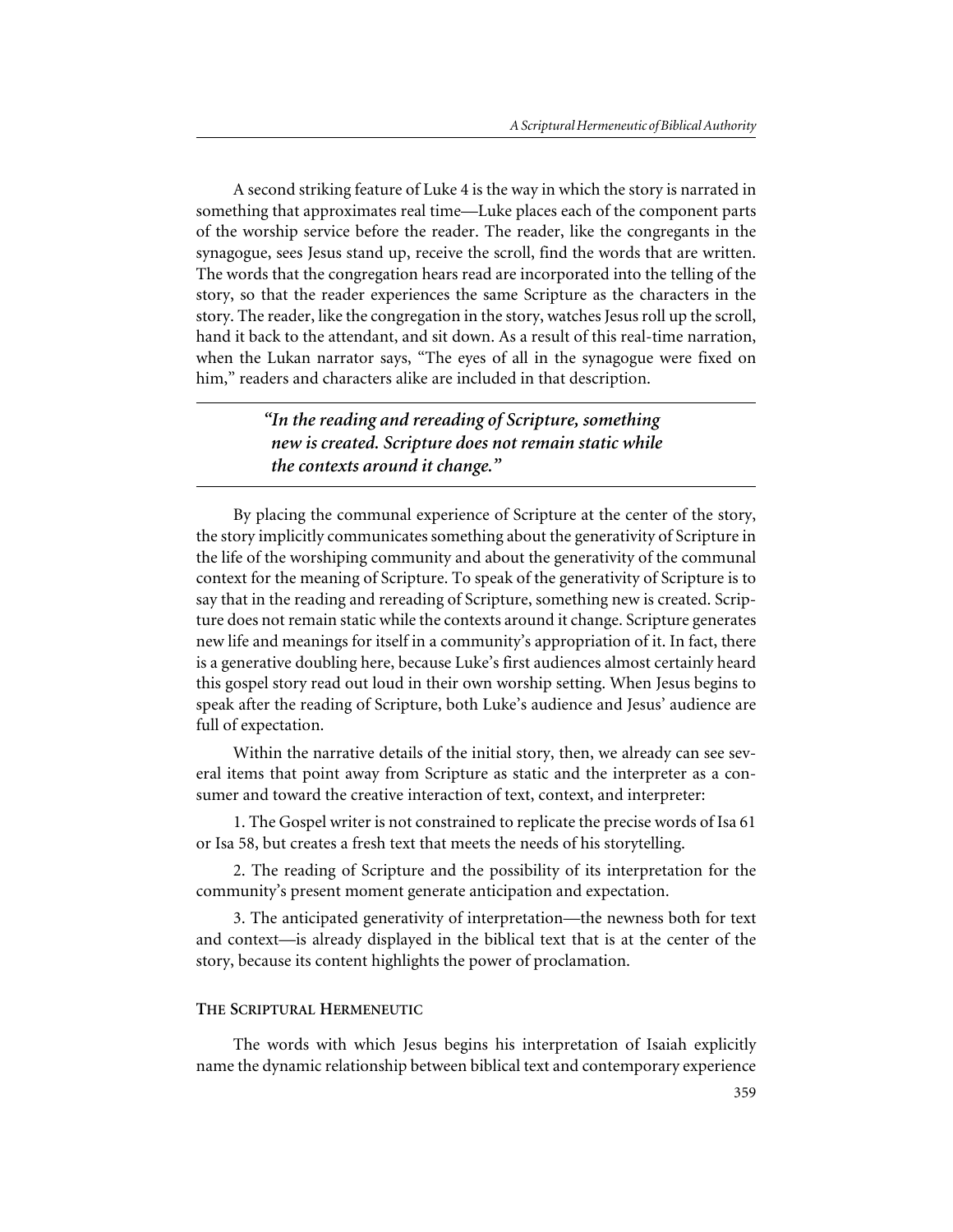A second striking feature of Luke 4 is the way in which the story is narrated in something that approximates real time—Luke places each of the component parts of the worship service before the reader. The reader, like the congregants in the synagogue, sees Jesus stand up, receive the scroll, find the words that are written. The words that the congregation hears read are incorporated into the telling of the story, so that the reader experiences the same Scripture as the characters in the story. The reader, like the congregation in the story, watches Jesus roll up the scroll, hand it back to the attendant, and sit down. As a result of this real-time narration, when the Lukan narrator says, "The eyes of all in the synagogue were fixed on him," readers and characters alike are included in that description.

> ***"In the reading and rereading of Scripture, something new is created. Scripture does not remain static while the contexts around it change."***

By placing the communal experience of Scripture at the center of the story, the story implicitly communicates something about the generativity of Scripture in the life of the worshiping community and about the generativity of the communal context for the meaning of Scripture. To speak of the generativity of Scripture is to say that in the reading and rereading of Scripture, something new is created. Scripture does not remain static while the contexts around it change. Scripture generates new life and meanings for itself in a community's appropriation of it. In fact, there is a generative doubling here, because Luke's first audiences almost certainly heard this gospel story read out loud in their own worship setting. When Jesus begins to speak after the reading of Scripture, both Luke's audience and Jesus' audience are full of expectation.

Within the narrative details of the initial story, then, we already can see several items that point away from Scripture as static and the interpreter as a consumer and toward the creative interaction of text, context, and interpreter:

1. The Gospel writer is not constrained to replicate the precise words of Isa 61 or Isa 58, but creates a fresh text that meets the needs of his storytelling.

2. The reading of Scripture and the possibility of its interpretation for the community's present moment generate anticipation and expectation.

3. The anticipated generativity of interpretation—the newness both for text and context—is already displayed in the biblical text that is at the center of the story, because its content highlights the power of proclamation.

## The Scriptural Hermeneutic

The words with which Jesus begins his interpretation of Isaiah explicitly name the dynamic relationship between biblical text and contemporary experience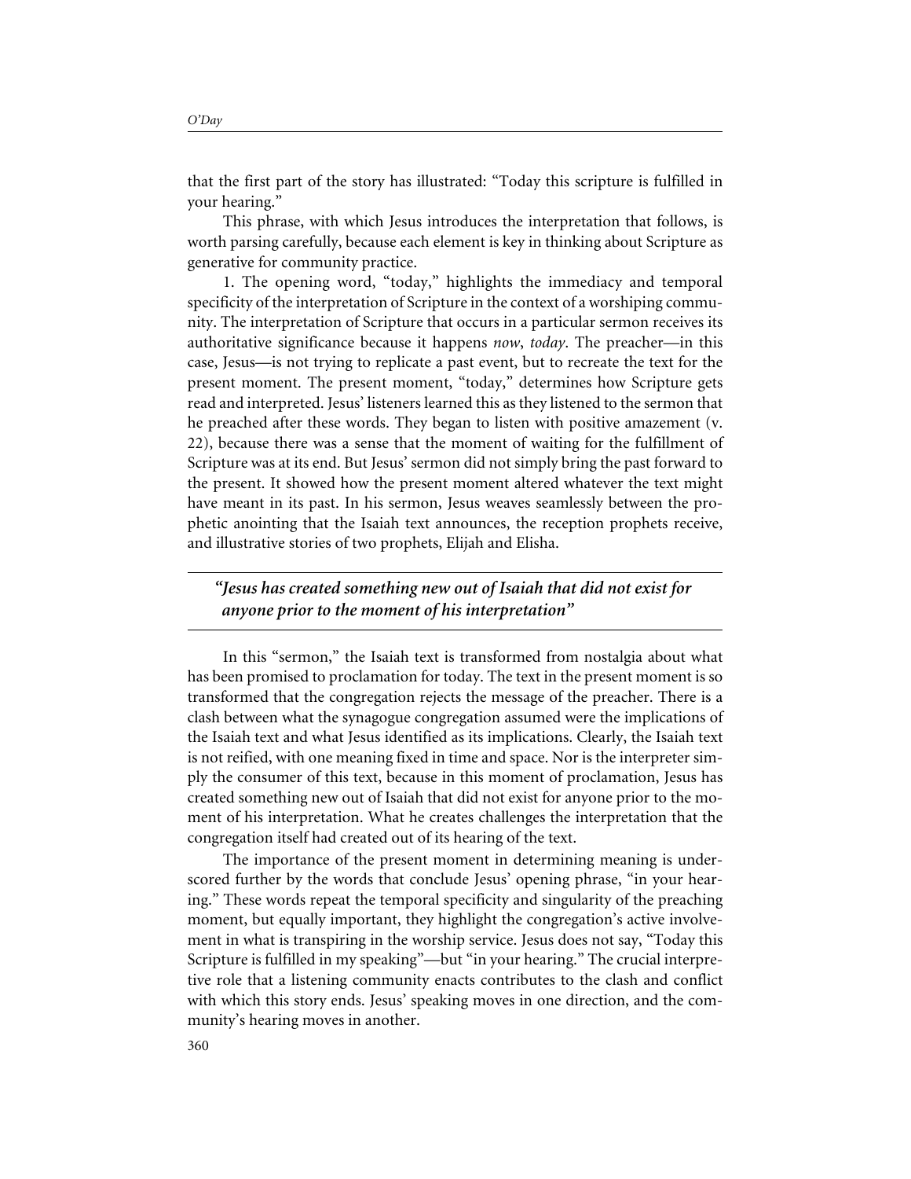that the first part of the story has illustrated: "Today this scripture is fulfilled in your hearing."

This phrase, with which Jesus introduces the interpretation that follows, is worth parsing carefully, because each element is key in thinking about Scripture as generative for community practice.

1. The opening word, "today," highlights the immediacy and temporal specificity of the interpretation of Scripture in the context of a worshiping community. The interpretation of Scripture that occurs in a particular sermon receives its authoritative significance because it happens *now*, *today*. The preacher—in this case, Jesus—is not trying to replicate a past event, but to recreate the text for the present moment. The present moment, "today," determines how Scripture gets read and interpreted. Jesus' listeners learned this as they listened to the sermon that he preached after these words. They began to listen with positive amazement (v. 22), because there was a sense that the moment of waiting for the fulfillment of Scripture was at its end. But Jesus' sermon did not simply bring the past forward to the present. It showed how the present moment altered whatever the text might have meant in its past. In his sermon, Jesus weaves seamlessly between the prophetic anointing that the Isaiah text announces, the reception prophets receive, and illustrative stories of two prophets, Elijah and Elisha.

> ***"Jesus has created something new out of Isaiah that did not exist for anyone prior to the moment of his interpretation"***

In this "sermon," the Isaiah text is transformed from nostalgia about what has been promised to proclamation for today. The text in the present moment is so transformed that the congregation rejects the message of the preacher. There is a clash between what the synagogue congregation assumed were the implications of the Isaiah text and what Jesus identified as its implications. Clearly, the Isaiah text is not reified, with one meaning fixed in time and space. Nor is the interpreter simply the consumer of this text, because in this moment of proclamation, Jesus has created something new out of Isaiah that did not exist for anyone prior to the moment of his interpretation. What he creates challenges the interpretation that the congregation itself had created out of its hearing of the text.

The importance of the present moment in determining meaning is underscored further by the words that conclude Jesus' opening phrase, "in your hearing." These words repeat the temporal specificity and singularity of the preaching moment, but equally important, they highlight the congregation's active involvement in what is transpiring in the worship service. Jesus does not say, "Today this Scripture is fulfilled in my speaking"—but "in your hearing." The crucial interpretive role that a listening community enacts contributes to the clash and conflict with which this story ends. Jesus' speaking moves in one direction, and the community's hearing moves in another.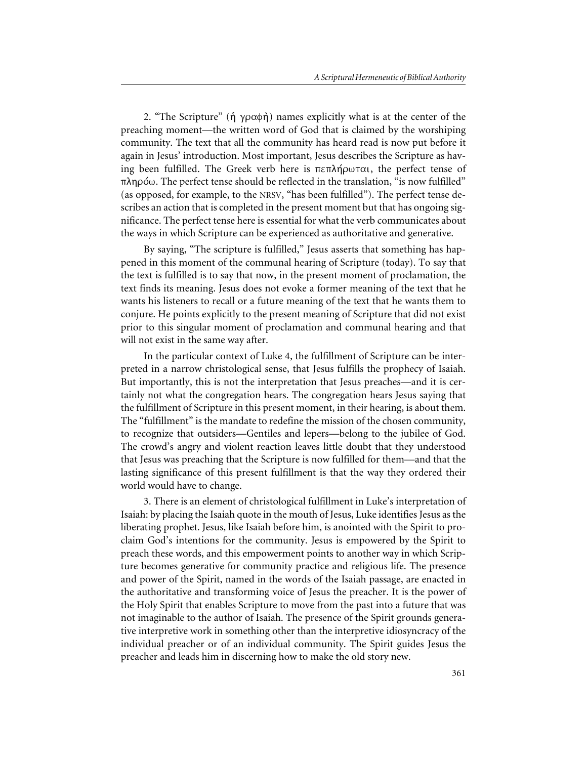2. "The Scripture" (ἡ γραφὴ) names explicitly what is at the center of the preaching moment—the written word of God that is claimed by the worshiping community. The text that all the community has heard read is now put before it again in Jesus' introduction. Most important, Jesus describes the Scripture as having been fulfilled. The Greek verb here is πεπλήρωται, the perfect tense of πληρόω. The perfect tense should be reflected in the translation, "is now fulfilled" (as opposed, for example, to the NRSV, "has been fulfilled"). The perfect tense describes an action that is completed in the present moment but that has ongoing significance. The perfect tense here is essential for what the verb communicates about the ways in which Scripture can be experienced as authoritative and generative.

By saying, "The scripture is fulfilled," Jesus asserts that something has happened in this moment of the communal hearing of Scripture (today). To say that the text is fulfilled is to say that now, in the present moment of proclamation, the text finds its meaning. Jesus does not evoke a former meaning of the text that he wants his listeners to recall or a future meaning of the text that he wants them to conjure. He points explicitly to the present meaning of Scripture that did not exist prior to this singular moment of proclamation and communal hearing and that will not exist in the same way after.

In the particular context of Luke 4, the fulfillment of Scripture can be interpreted in a narrow christological sense, that Jesus fulfills the prophecy of Isaiah. But importantly, this is not the interpretation that Jesus preaches—and it is certainly not what the congregation hears. The congregation hears Jesus saying that the fulfillment of Scripture in this present moment, in their hearing, is about them. The "fulfillment" is the mandate to redefine the mission of the chosen community, to recognize that outsiders—Gentiles and lepers—belong to the jubilee of God. The crowd's angry and violent reaction leaves little doubt that they understood that Jesus was preaching that the Scripture is now fulfilled for them—and that the lasting significance of this present fulfillment is that the way they ordered their world would have to change.

3. There is an element of christological fulfillment in Luke's interpretation of Isaiah: by placing the Isaiah quote in the mouth of Jesus, Luke identifies Jesus as the liberating prophet. Jesus, like Isaiah before him, is anointed with the Spirit to proclaim God's intentions for the community. Jesus is empowered by the Spirit to preach these words, and this empowerment points to another way in which Scripture becomes generative for community practice and religious life. The presence and power of the Spirit, named in the words of the Isaiah passage, are enacted in the authoritative and transforming voice of Jesus the preacher. It is the power of the Holy Spirit that enables Scripture to move from the past into a future that was not imaginable to the author of Isaiah. The presence of the Spirit grounds generative interpretive work in something other than the interpretive idiosyncracy of the individual preacher or of an individual community. The Spirit guides Jesus the preacher and leads him in discerning how to make the old story new.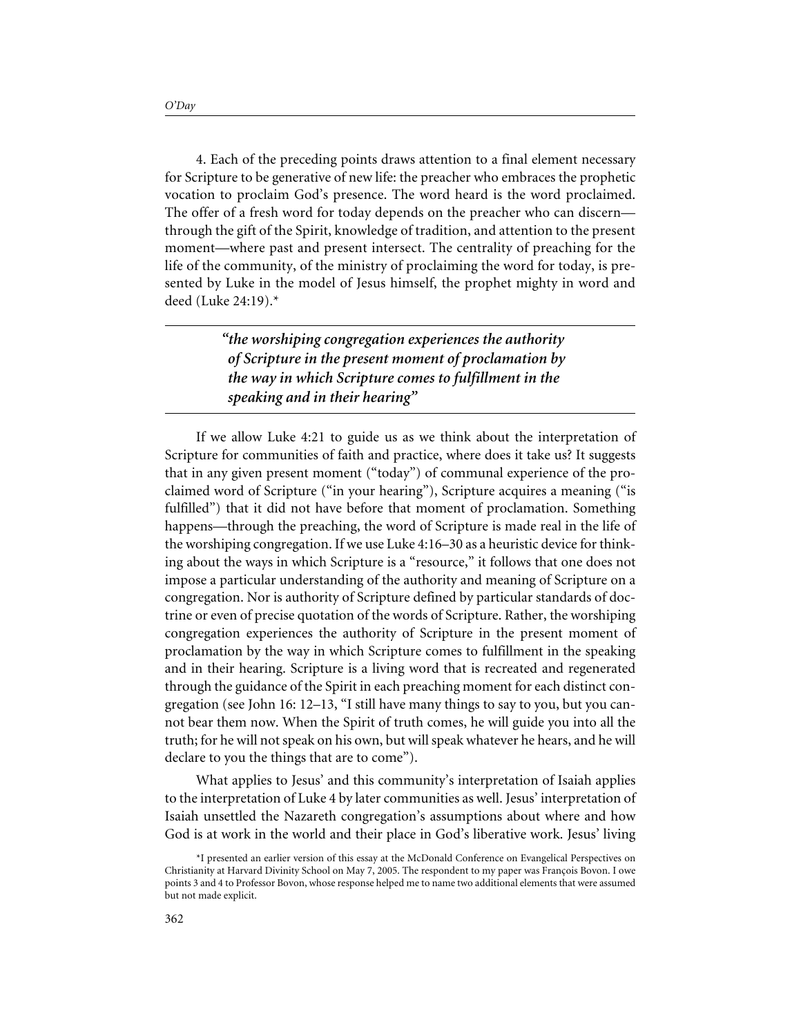4. Each of the preceding points draws attention to a final element necessary for Scripture to be generative of new life: the preacher who embraces the prophetic vocation to proclaim God's presence. The word heard is the word proclaimed. The offer of a fresh word for today depends on the preacher who can discern—through the gift of the Spirit, knowledge of tradition, and attention to the present moment—where past and present intersect. The centrality of preaching for the life of the community, of the ministry of proclaiming the word for today, is presented by Luke in the model of Jesus himself, the prophet mighty in word and deed (Luke 24:19).*

---

> ***"the worshiping congregation experiences the authority of Scripture in the present moment of proclamation by the way in which Scripture comes to fulfillment in the speaking and in their hearing"***

---

If we allow Luke 4:21 to guide us as we think about the interpretation of Scripture for communities of faith and practice, where does it take us? It suggests that in any given present moment ("today") of communal experience of the proclaimed word of Scripture ("in your hearing"), Scripture acquires a meaning ("is fulfilled") that it did not have before that moment of proclamation. Something happens—through the preaching, the word of Scripture is made real in the life of the worshiping congregation. If we use Luke 4:16–30 as a heuristic device for thinking about the ways in which Scripture is a "resource," it follows that one does not impose a particular understanding of the authority and meaning of Scripture on a congregation. Nor is authority of Scripture defined by particular standards of doctrine or even of precise quotation of the words of Scripture. Rather, the worshiping congregation experiences the authority of Scripture in the present moment of proclamation by the way in which Scripture comes to fulfillment in the speaking and in their hearing. Scripture is a living word that is recreated and regenerated through the guidance of the Spirit in each preaching moment for each distinct congregation (see John 16: 12–13, "I still have many things to say to you, but you cannot bear them now. When the Spirit of truth comes, he will guide you into all the truth; for he will not speak on his own, but will speak whatever he hears, and he will declare to you the things that are to come").

What applies to Jesus' and this community's interpretation of Isaiah applies to the interpretation of Luke 4 by later communities as well. Jesus' interpretation of Isaiah unsettled the Nazareth congregation's assumptions about where and how God is at work in the world and their place in God's liberative work. Jesus' living

*I presented an earlier version of this essay at the McDonald Conference on Evangelical Perspectives on Christianity at Harvard Divinity School on May 7, 2005. The respondent to my paper was François Bovon. I owe points 3 and 4 to Professor Bovon, whose response helped me to name two additional elements that were assumed but not made explicit.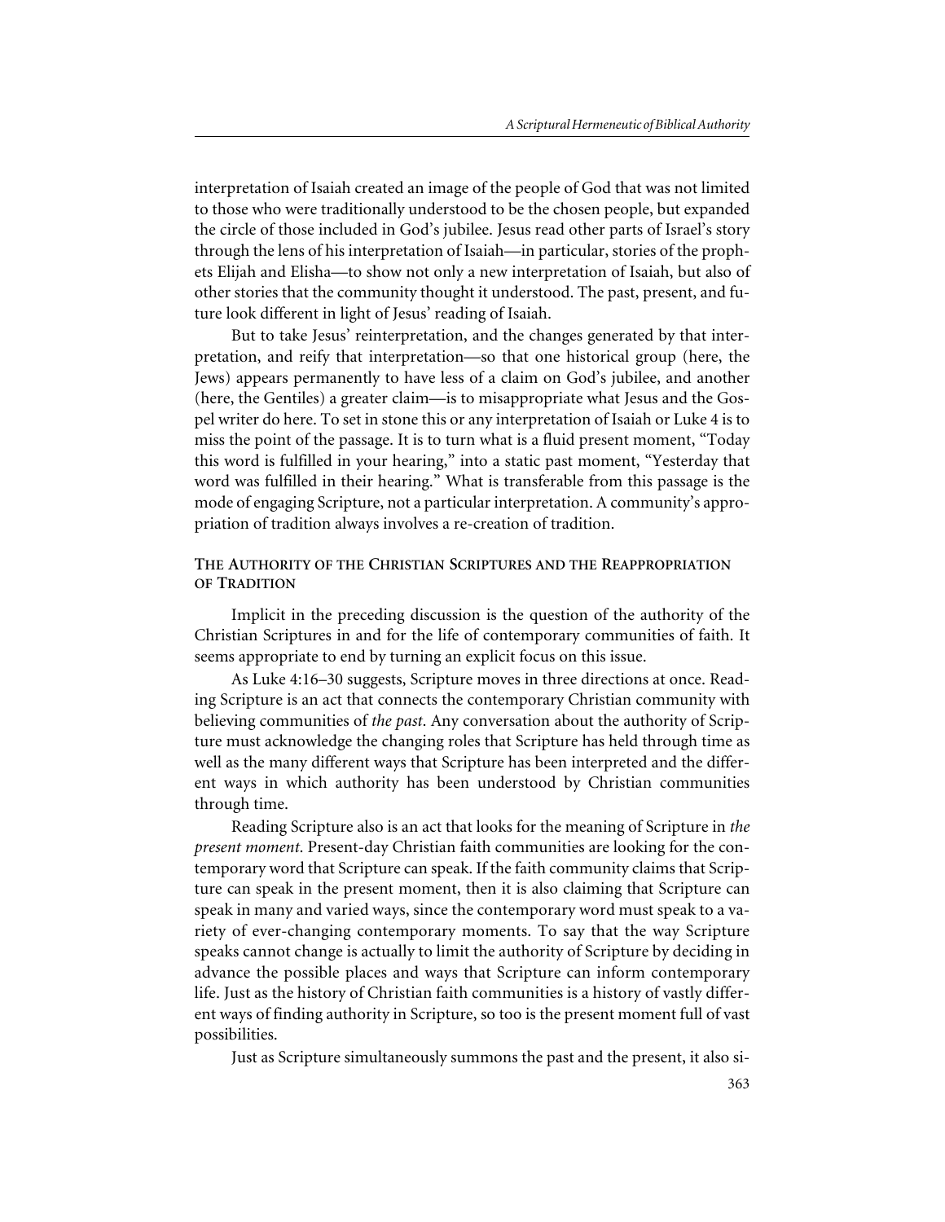interpretation of Isaiah created an image of the people of God that was not limited to those who were traditionally understood to be the chosen people, but expanded the circle of those included in God's jubilee. Jesus read other parts of Israel's story through the lens of his interpretation of Isaiah—in particular, stories of the prophets Elijah and Elisha—to show not only a new interpretation of Isaiah, but also of other stories that the community thought it understood. The past, present, and future look different in light of Jesus' reading of Isaiah.

But to take Jesus' reinterpretation, and the changes generated by that interpretation, and reify that interpretation—so that one historical group (here, the Jews) appears permanently to have less of a claim on God's jubilee, and another (here, the Gentiles) a greater claim—is to misappropriate what Jesus and the Gospel writer do here. To set in stone this or any interpretation of Isaiah or Luke 4 is to miss the point of the passage. It is to turn what is a fluid present moment, "Today this word is fulfilled in your hearing," into a static past moment, "Yesterday that word was fulfilled in their hearing." What is transferable from this passage is the mode of engaging Scripture, not a particular interpretation. A community's appropriation of tradition always involves a re-creation of tradition.

## The Authority of the Christian Scriptures and the Reappropriation of Tradition

Implicit in the preceding discussion is the question of the authority of the Christian Scriptures in and for the life of contemporary communities of faith. It seems appropriate to end by turning an explicit focus on this issue.

As Luke 4:16–30 suggests, Scripture moves in three directions at once. Reading Scripture is an act that connects the contemporary Christian community with believing communities of *the past*. Any conversation about the authority of Scripture must acknowledge the changing roles that Scripture has held through time as well as the many different ways that Scripture has been interpreted and the different ways in which authority has been understood by Christian communities through time.

Reading Scripture also is an act that looks for the meaning of Scripture in *the present moment*. Present-day Christian faith communities are looking for the contemporary word that Scripture can speak. If the faith community claims that Scripture can speak in the present moment, then it is also claiming that Scripture can speak in many and varied ways, since the contemporary word must speak to a variety of ever-changing contemporary moments. To say that the way Scripture speaks cannot change is actually to limit the authority of Scripture by deciding in advance the possible places and ways that Scripture can inform contemporary life. Just as the history of Christian faith communities is a history of vastly different ways of finding authority in Scripture, so too is the present moment full of vast possibilities.

Just as Scripture simultaneously summons the past and the present, it also si-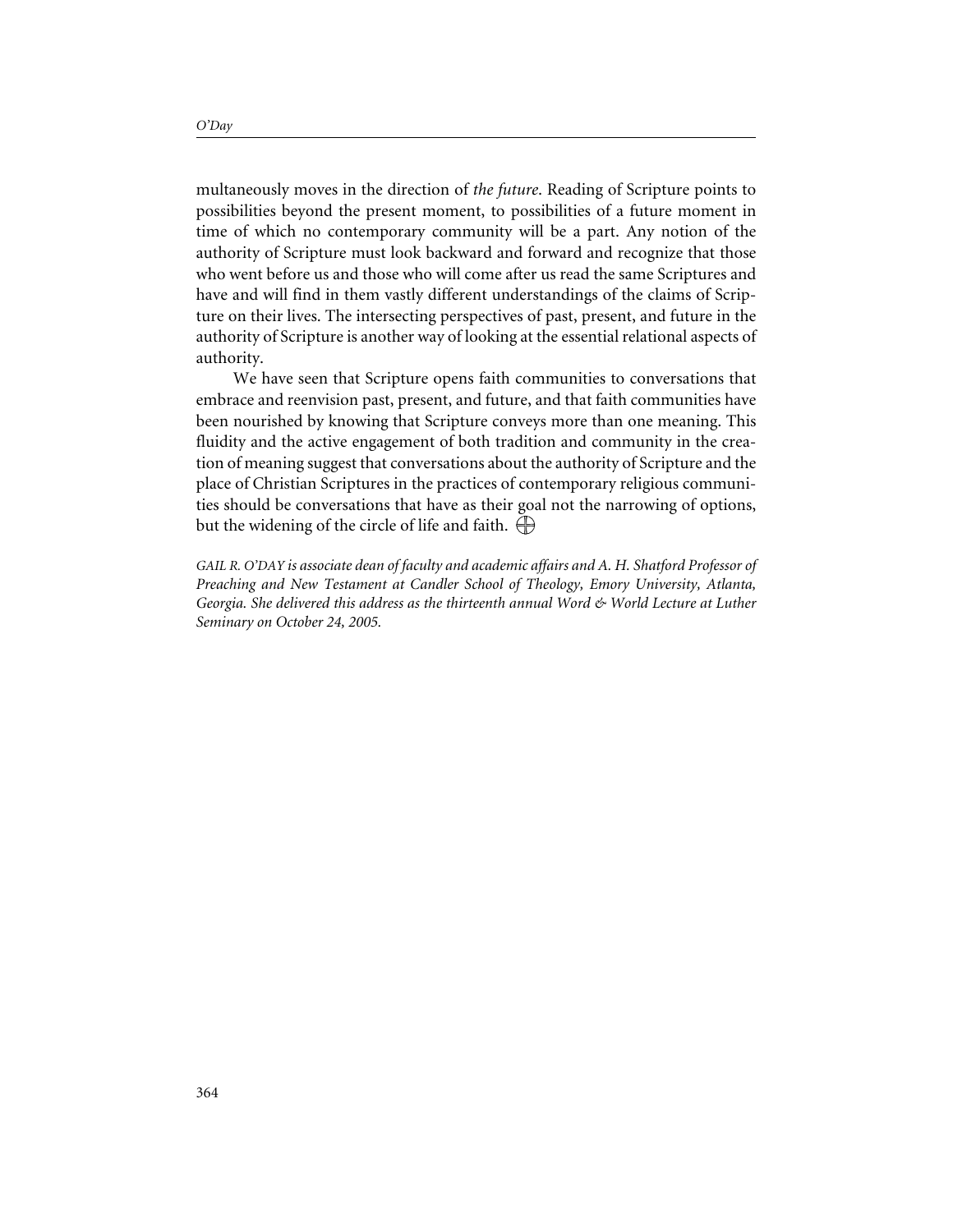multaneously moves in the direction of *the future*. Reading of Scripture points to possibilities beyond the present moment, to possibilities of a future moment in time of which no contemporary community will be a part. Any notion of the authority of Scripture must look backward and forward and recognize that those who went before us and those who will come after us read the same Scriptures and have and will find in them vastly different understandings of the claims of Scripture on their lives. The intersecting perspectives of past, present, and future in the authority of Scripture is another way of looking at the essential relational aspects of authority.

We have seen that Scripture opens faith communities to conversations that embrace and reenvision past, present, and future, and that faith communities have been nourished by knowing that Scripture conveys more than one meaning. This fluidity and the active engagement of both tradition and community in the creation of meaning suggest that conversations about the authority of Scripture and the place of Christian Scriptures in the practices of contemporary religious communities should be conversations that have as their goal not the narrowing of options, but the widening of the circle of life and faith.

*GAIL R. O'DAY is associate dean of faculty and academic affairs and A. H. Shatford Professor of Preaching and New Testament at Candler School of Theology, Emory University, Atlanta, Georgia. She delivered this address as the thirteenth annual Word & World Lecture at Luther Seminary on October 24, 2005.*